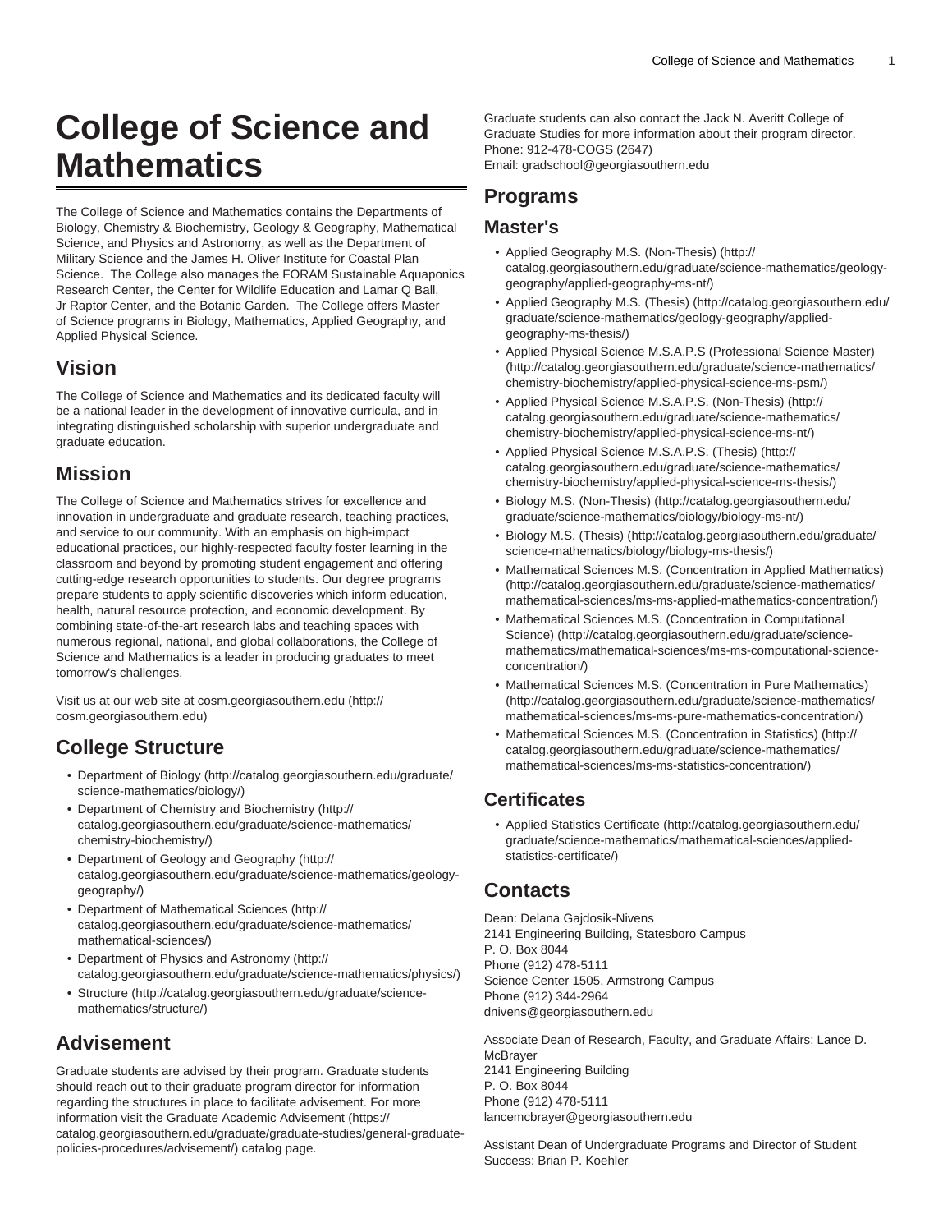# College of Science and Mathematics

The College of Science and Mathematics contains the Departments of Biology, Chemistry & Biochemistry, Geology & Geography, Mathematical Science, and Physics and Astronomy, as well as the Department of Military Science and the James H. Oliver Institute for Coastal Plan Science. The College also manages the FORAM Sustainable Aquaponics Research Center, the Center for Wildlife Education and Lamar Q Ball, Jr Raptor Center, and the Botanic Garden. The College offers Master of Science programs in Biology, Mathematics, Applied Geography, and Applied Physical Science.

## Vision

The College of Science and Mathematics and its dedicated faculty will be a national leader in the development of innovative curricula, and in integrating distinguished scholarship with superior undergraduate and graduate education.

## Mission

The College of Science and Mathematics strives for excellence and innovation in undergraduate and graduate research, teaching practices, and service to our community. With an emphasis on high-impact educational practices, our highly-respected faculty foster learning in the classroom and beyond by promoting student engagement and offering cutting-edge research opportunities to students. Our degree programs prepare students to apply scientific discoveries which inform education, health, natural resource protection, and economic development. By combining state-of-the-art research labs and teaching spaces with numerous regional, national, and global collaborations, the College of Science and Mathematics is a leader in producing graduates to meet tomorrow's challenges.

Visit us at our web site at cosm.georgiasouthern.edu (http://cosm.georgiasouthern.edu)

## College Structure

- Department of Biology (http://catalog.georgiasouthern.edu/graduate/science-mathematics/biology/)
- Department of Chemistry and Biochemistry (http://catalog.georgiasouthern.edu/graduate/science-mathematics/chemistry-biochemistry/)
- Department of Geology and Geography (http://catalog.georgiasouthern.edu/graduate/science-mathematics/geology-geography/)
- Department of Mathematical Sciences (http://catalog.georgiasouthern.edu/graduate/science-mathematics/mathematical-sciences/)
- Department of Physics and Astronomy (http://catalog.georgiasouthern.edu/graduate/science-mathematics/physics/)
- Structure (http://catalog.georgiasouthern.edu/graduate/science-mathematics/structure/)

## Advisement

Graduate students are advised by their program. Graduate students should reach out to their graduate program director for information regarding the structures in place to facilitate advisement. For more information visit the Graduate Academic Advisement (https://catalog.georgiasouthern.edu/graduate/graduate-studies/general-graduate-policies-procedures/advisement/) catalog page.

Graduate students can also contact the Jack N. Averitt College of Graduate Studies for more information about their program director.
Phone: 912-478-COGS (2647)
Email: gradschool@georgiasouthern.edu

## Programs

### Master's

- Applied Geography M.S. (Non-Thesis) (http://catalog.georgiasouthern.edu/graduate/science-mathematics/geology-geography/applied-geography-ms-nt/)
- Applied Geography M.S. (Thesis) (http://catalog.georgiasouthern.edu/graduate/science-mathematics/geology-geography/applied-geography-ms-thesis/)
- Applied Physical Science M.S.A.P.S (Professional Science Master) (http://catalog.georgiasouthern.edu/graduate/science-mathematics/chemistry-biochemistry/applied-physical-science-ms-psm/)
- Applied Physical Science M.S.A.P.S. (Non-Thesis) (http://catalog.georgiasouthern.edu/graduate/science-mathematics/chemistry-biochemistry/applied-physical-science-ms-nt/)
- Applied Physical Science M.S.A.P.S. (Thesis) (http://catalog.georgiasouthern.edu/graduate/science-mathematics/chemistry-biochemistry/applied-physical-science-ms-thesis/)
- Biology M.S. (Non-Thesis) (http://catalog.georgiasouthern.edu/graduate/science-mathematics/biology/biology-ms-nt/)
- Biology M.S. (Thesis) (http://catalog.georgiasouthern.edu/graduate/science-mathematics/biology/biology-ms-thesis/)
- Mathematical Sciences M.S. (Concentration in Applied Mathematics) (http://catalog.georgiasouthern.edu/graduate/science-mathematics/mathematical-sciences/ms-ms-applied-mathematics-concentration/)
- Mathematical Sciences M.S. (Concentration in Computational Science) (http://catalog.georgiasouthern.edu/graduate/science-mathematics/mathematical-sciences/ms-ms-computational-science-concentration/)
- Mathematical Sciences M.S. (Concentration in Pure Mathematics) (http://catalog.georgiasouthern.edu/graduate/science-mathematics/mathematical-sciences/ms-ms-pure-mathematics-concentration/)
- Mathematical Sciences M.S. (Concentration in Statistics) (http://catalog.georgiasouthern.edu/graduate/science-mathematics/mathematical-sciences/ms-ms-statistics-concentration/)

### Certificates

- Applied Statistics Certificate (http://catalog.georgiasouthern.edu/graduate/science-mathematics/mathematical-sciences/applied-statistics-certificate/)

## Contacts

Dean: Delana Gajdosik-Nivens
2141 Engineering Building, Statesboro Campus
P. O. Box 8044
Phone (912) 478-5111
Science Center 1505, Armstrong Campus
Phone (912) 344-2964
dnivens@georgiasouthern.edu

Associate Dean of Research, Faculty, and Graduate Affairs: Lance D. McBrayer
2141 Engineering Building
P. O. Box 8044
Phone (912) 478-5111
lancemcbrayer@georgiasouthern.edu

Assistant Dean of Undergraduate Programs and Director of Student Success: Brian P. Koehler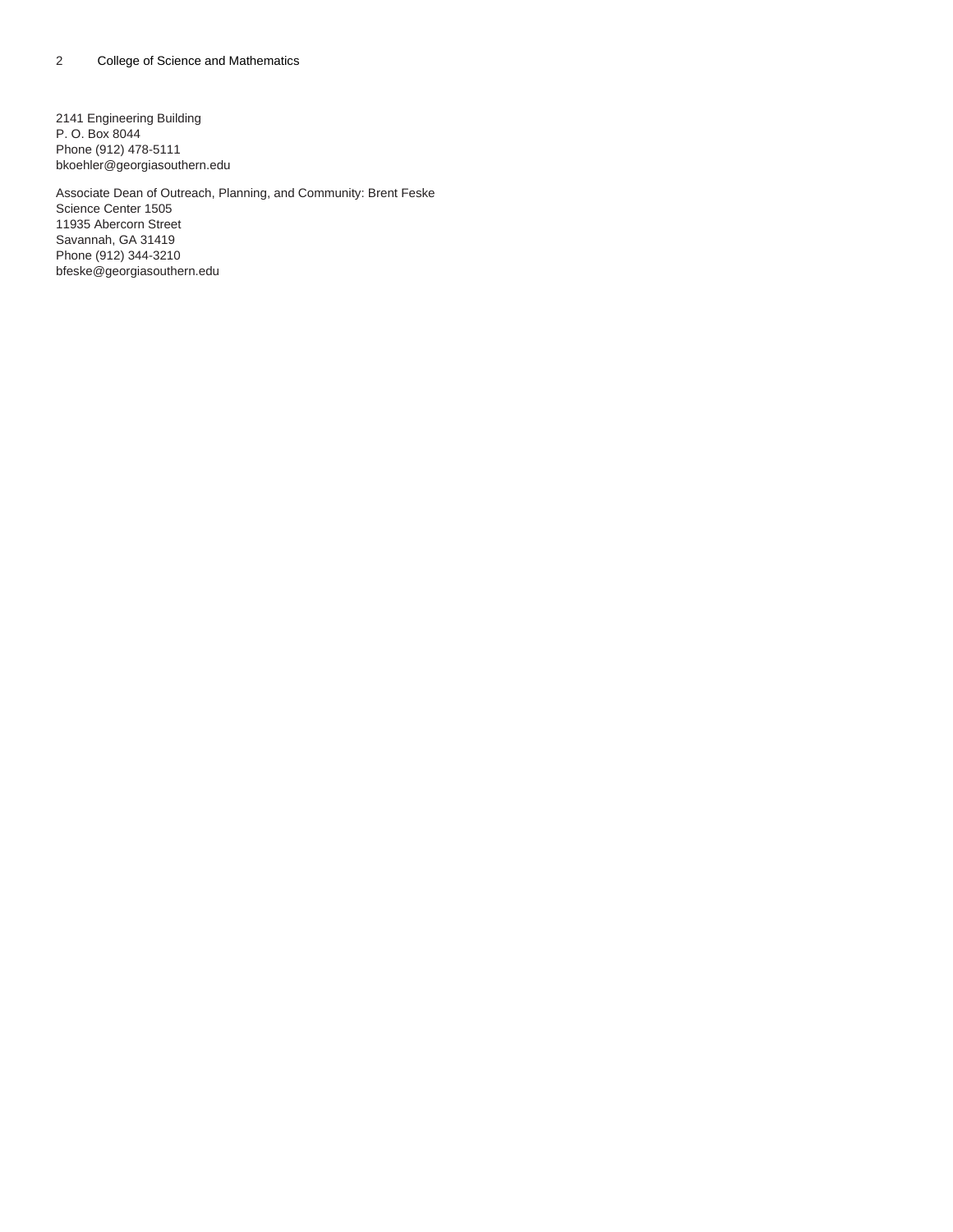2141 Engineering Building
P. O. Box 8044
Phone (912) 478-5111
bkoehler@georgiasouthern.edu

Associate Dean of Outreach, Planning, and Community: Brent Feske
Science Center 1505
11935 Abercorn Street
Savannah, GA 31419
Phone (912) 344-3210
bfeske@georgiasouthern.edu